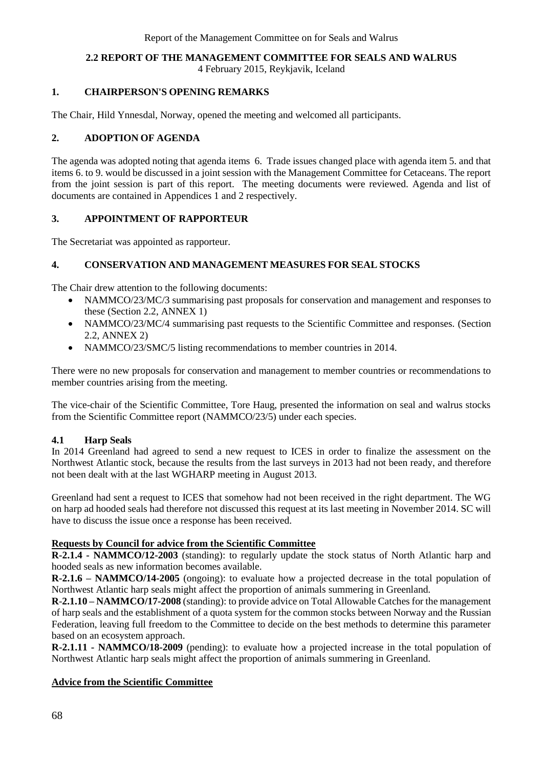## 2.2 REPORT OF THE MANAGEMENT COMMITTEE FOR SEALS AND WALRUS

4 February 2015, Reykjavik, Iceland

### 1. CHAIRPERSON'S OPENING REMARKS

The Chair, Hild Ynnesdal, Norway, opened the meeting and welcomed all participants.

### 2. ADOPTION OF AGENDA

The agenda was adopted noting that agenda items 6. Trade issues changed place with agenda item 5. and that items 6. to 9. would be discussed in a joint session with the Management Committee for Cetaceans. The report from the joint session is part of this report. The meeting documents were reviewed. Agenda and list of documents are contained in Appendices 1 and 2 respectively.

### 3. APPOINTMENT OF RAPPORTEUR

The Secretariat was appointed as rapporteur.

### 4. CONSERVATION AND MANAGEMENT MEASURES FOR SEAL STOCKS

The Chair drew attention to the following documents:

- NAMMCO/23/MC/3 summarising past proposals for conservation and management and responses to these (Section 2.2, ANNEX 1)
- NAMMCO/23/MC/4 summarising past requests to the Scientific Committee and responses. (Section 2.2, ANNEX 2)
- NAMMCO/23/SMC/5 listing recommendations to member countries in 2014.

There were no new proposals for conservation and management to member countries or recommendations to member countries arising from the meeting.

The vice-chair of the Scientific Committee, Tore Haug, presented the information on seal and walrus stocks from the Scientific Committee report (NAMMCO/23/5) under each species.

#### 4.1 Harp Seals

In 2014 Greenland had agreed to send a new request to ICES in order to finalize the assessment on the Northwest Atlantic stock, because the results from the last surveys in 2013 had not been ready, and therefore not been dealt with at the last WGHARP meeting in August 2013.

Greenland had sent a request to ICES that somehow had not been received in the right department. The WG on harp ad hooded seals had therefore not discussed this request at its last meeting in November 2014. SC will have to discuss the issue once a response has been received.

**Requests by Council for advice from the Scientific Committee**

**R-2.1.4 - NAMMCO/12-2003** (standing): to regularly update the stock status of North Atlantic harp and hooded seals as new information becomes available.

**R-2.1.6 – NAMMCO/14-2005** (ongoing): to evaluate how a projected decrease in the total population of Northwest Atlantic harp seals might affect the proportion of animals summering in Greenland.

**R-2.1.10 – NAMMCO/17-2008** (standing): to provide advice on Total Allowable Catches for the management of harp seals and the establishment of a quota system for the common stocks between Norway and the Russian Federation, leaving full freedom to the Committee to decide on the best methods to determine this parameter based on an ecosystem approach.

**R-2.1.11 - NAMMCO/18-2009** (pending): to evaluate how a projected increase in the total population of Northwest Atlantic harp seals might affect the proportion of animals summering in Greenland.

**Advice from the Scientific Committee**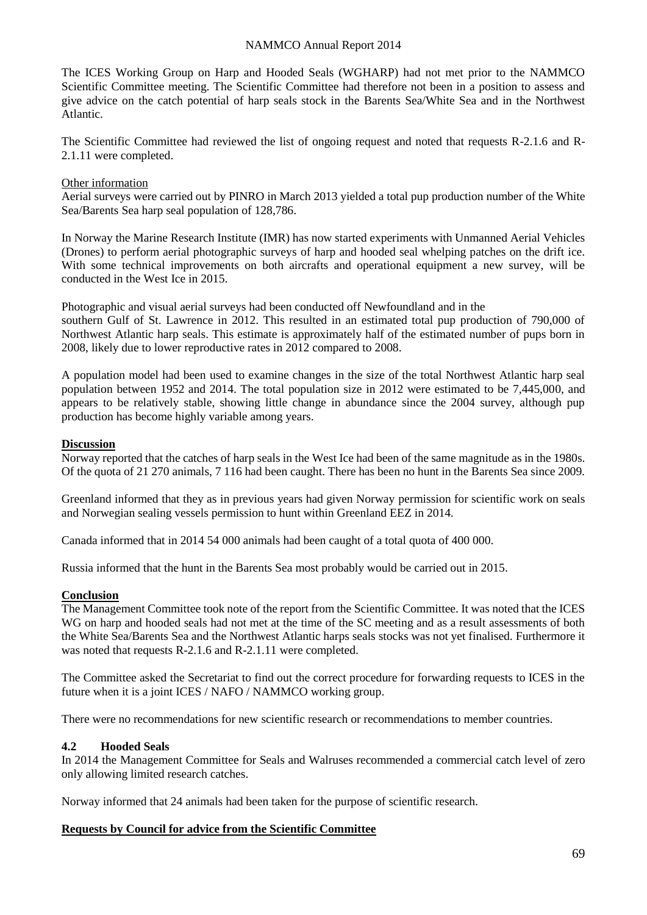The ICES Working Group on Harp and Hooded Seals (WGHARP) had not met prior to the NAMMCO Scientific Committee meeting. The Scientific Committee had therefore not been in a position to assess and give advice on the catch potential of harp seals stock in the Barents Sea/White Sea and in the Northwest Atlantic.

The Scientific Committee had reviewed the list of ongoing request and noted that requests R-2.1.6 and R-2.1.11 were completed.

Other information

Aerial surveys were carried out by PINRO in March 2013 yielded a total pup production number of the White Sea/Barents Sea harp seal population of 128,786.

In Norway the Marine Research Institute (IMR) has now started experiments with Unmanned Aerial Vehicles (Drones) to perform aerial photographic surveys of harp and hooded seal whelping patches on the drift ice. With some technical improvements on both aircrafts and operational equipment a new survey, will be conducted in the West Ice in 2015.

Photographic and visual aerial surveys had been conducted off Newfoundland and in the southern Gulf of St. Lawrence in 2012. This resulted in an estimated total pup production of 790,000 of Northwest Atlantic harp seals. This estimate is approximately half of the estimated number of pups born in 2008, likely due to lower reproductive rates in 2012 compared to 2008.

A population model had been used to examine changes in the size of the total Northwest Atlantic harp seal population between 1952 and 2014. The total population size in 2012 were estimated to be 7,445,000, and appears to be relatively stable, showing little change in abundance since the 2004 survey, although pup production has become highly variable among years.

**Discussion**

Norway reported that the catches of harp seals in the West Ice had been of the same magnitude as in the 1980s. Of the quota of 21 270 animals, 7 116 had been caught. There has been no hunt in the Barents Sea since 2009.

Greenland informed that they as in previous years had given Norway permission for scientific work on seals and Norwegian sealing vessels permission to hunt within Greenland EEZ in 2014.

Canada informed that in 2014 54 000 animals had been caught of a total quota of 400 000.

Russia informed that the hunt in the Barents Sea most probably would be carried out in 2015.

**Conclusion**

The Management Committee took note of the report from the Scientific Committee. It was noted that the ICES WG on harp and hooded seals had not met at the time of the SC meeting and as a result assessments of both the White Sea/Barents Sea and the Northwest Atlantic harps seals stocks was not yet finalised. Furthermore it was noted that requests R-2.1.6 and R-2.1.11 were completed.

The Committee asked the Secretariat to find out the correct procedure for forwarding requests to ICES in the future when it is a joint ICES / NAFO / NAMMCO working group.

There were no recommendations for new scientific research or recommendations to member countries.

## 4.2 Hooded Seals

In 2014 the Management Committee for Seals and Walruses recommended a commercial catch level of zero only allowing limited research catches.

Norway informed that 24 animals had been taken for the purpose of scientific research.

**Requests by Council for advice from the Scientific Committee**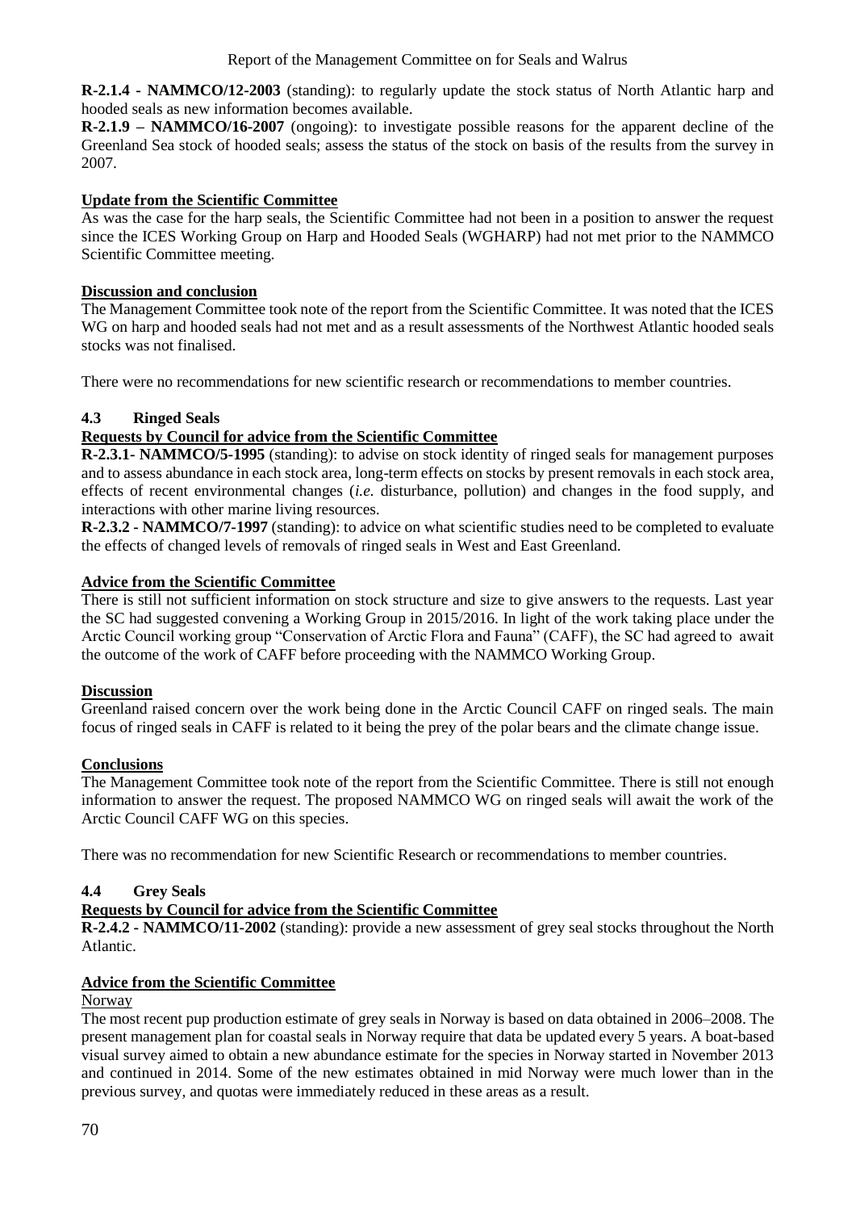**R-2.1.4 - NAMMCO/12-2003** (standing): to regularly update the stock status of North Atlantic harp and hooded seals as new information becomes available.

**R-2.1.9 – NAMMCO/16-2007** (ongoing): to investigate possible reasons for the apparent decline of the Greenland Sea stock of hooded seals; assess the status of the stock on basis of the results from the survey in 2007.

**Update from the Scientific Committee**

As was the case for the harp seals, the Scientific Committee had not been in a position to answer the request since the ICES Working Group on Harp and Hooded Seals (WGHARP) had not met prior to the NAMMCO Scientific Committee meeting.

**Discussion and conclusion**

The Management Committee took note of the report from the Scientific Committee. It was noted that the ICES WG on harp and hooded seals had not met and as a result assessments of the Northwest Atlantic hooded seals stocks was not finalised.

There were no recommendations for new scientific research or recommendations to member countries.

### 4.3 Ringed Seals

**Requests by Council for advice from the Scientific Committee**

**R-2.3.1- NAMMCO/5-1995** (standing): to advise on stock identity of ringed seals for management purposes and to assess abundance in each stock area, long-term effects on stocks by present removals in each stock area, effects of recent environmental changes (*i.e.* disturbance, pollution) and changes in the food supply, and interactions with other marine living resources.

**R-2.3.2 - NAMMCO/7-1997** (standing): to advice on what scientific studies need to be completed to evaluate the effects of changed levels of removals of ringed seals in West and East Greenland.

**Advice from the Scientific Committee**

There is still not sufficient information on stock structure and size to give answers to the requests. Last year the SC had suggested convening a Working Group in 2015/2016. In light of the work taking place under the Arctic Council working group "Conservation of Arctic Flora and Fauna" (CAFF), the SC had agreed to await the outcome of the work of CAFF before proceeding with the NAMMCO Working Group.

**Discussion**

Greenland raised concern over the work being done in the Arctic Council CAFF on ringed seals. The main focus of ringed seals in CAFF is related to it being the prey of the polar bears and the climate change issue.

**Conclusions**

The Management Committee took note of the report from the Scientific Committee. There is still not enough information to answer the request. The proposed NAMMCO WG on ringed seals will await the work of the Arctic Council CAFF WG on this species.

There was no recommendation for new Scientific Research or recommendations to member countries.

### 4.4 Grey Seals

**Requests by Council for advice from the Scientific Committee**

**R-2.4.2 - NAMMCO/11-2002** (standing): provide a new assessment of grey seal stocks throughout the North Atlantic.

**Advice from the Scientific Committee**

Norway

The most recent pup production estimate of grey seals in Norway is based on data obtained in 2006–2008. The present management plan for coastal seals in Norway require that data be updated every 5 years. A boat-based visual survey aimed to obtain a new abundance estimate for the species in Norway started in November 2013 and continued in 2014. Some of the new estimates obtained in mid Norway were much lower than in the previous survey, and quotas were immediately reduced in these areas as a result.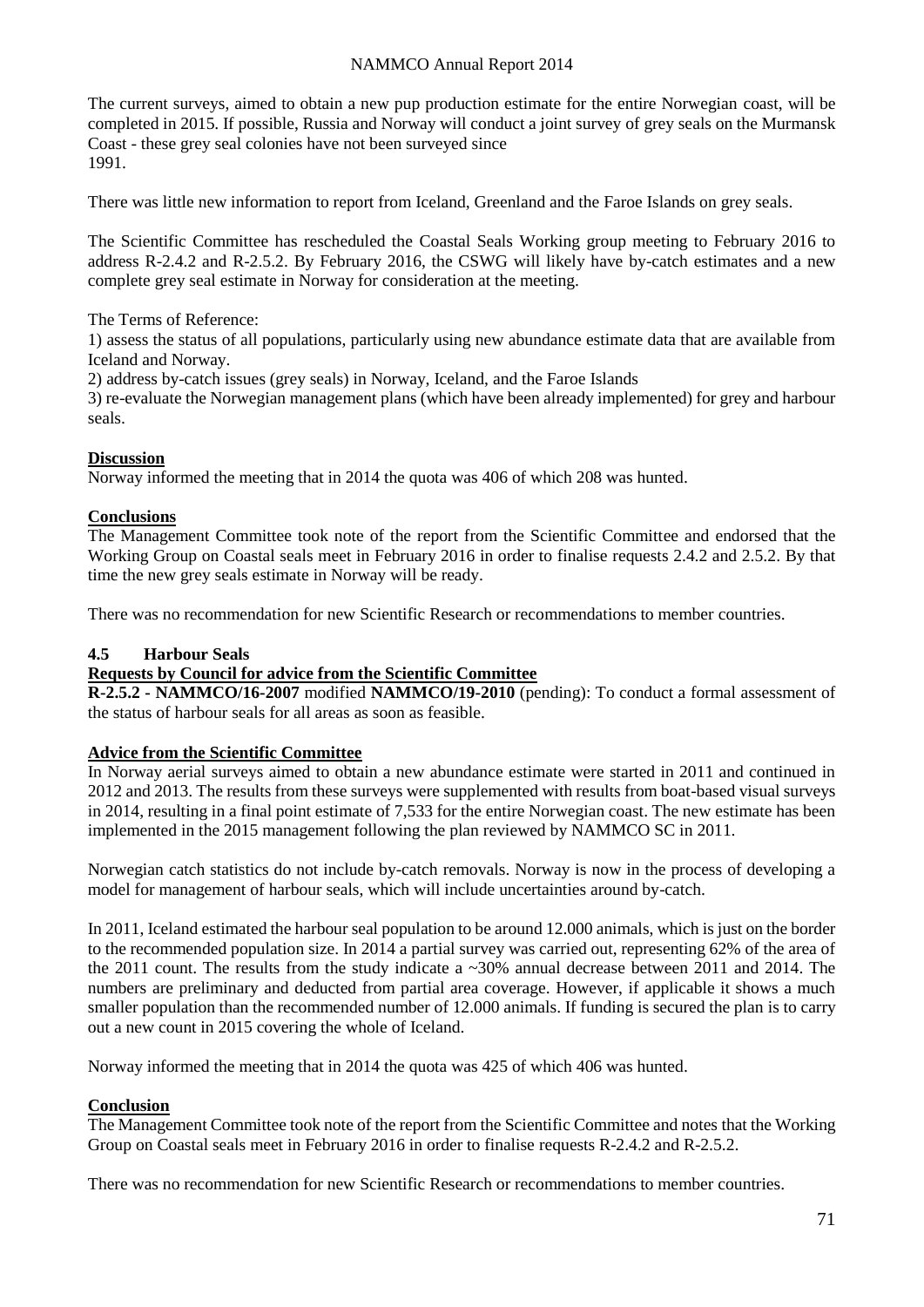The current surveys, aimed to obtain a new pup production estimate for the entire Norwegian coast, will be completed in 2015. If possible, Russia and Norway will conduct a joint survey of grey seals on the Murmansk Coast - these grey seal colonies have not been surveyed since 1991.

There was little new information to report from Iceland, Greenland and the Faroe Islands on grey seals.

The Scientific Committee has rescheduled the Coastal Seals Working group meeting to February 2016 to address R-2.4.2 and R-2.5.2. By February 2016, the CSWG will likely have by-catch estimates and a new complete grey seal estimate in Norway for consideration at the meeting.

The Terms of Reference:

1) assess the status of all populations, particularly using new abundance estimate data that are available from Iceland and Norway.

2) address by-catch issues (grey seals) in Norway, Iceland, and the Faroe Islands

3) re-evaluate the Norwegian management plans (which have been already implemented) for grey and harbour seals.

**Discussion**

Norway informed the meeting that in 2014 the quota was 406 of which 208 was hunted.

**Conclusions**

The Management Committee took note of the report from the Scientific Committee and endorsed that the Working Group on Coastal seals meet in February 2016 in order to finalise requests 2.4.2 and 2.5.2. By that time the new grey seals estimate in Norway will be ready.

There was no recommendation for new Scientific Research or recommendations to member countries.

### 4.5 Harbour Seals

**Requests by Council for advice from the Scientific Committee**

**R-2.5.2 - NAMMCO/16-2007** modified **NAMMCO/19-2010** (pending): To conduct a formal assessment of the status of harbour seals for all areas as soon as feasible.

**Advice from the Scientific Committee**

In Norway aerial surveys aimed to obtain a new abundance estimate were started in 2011 and continued in 2012 and 2013. The results from these surveys were supplemented with results from boat-based visual surveys in 2014, resulting in a final point estimate of 7,533 for the entire Norwegian coast. The new estimate has been implemented in the 2015 management following the plan reviewed by NAMMCO SC in 2011.

Norwegian catch statistics do not include by-catch removals. Norway is now in the process of developing a model for management of harbour seals, which will include uncertainties around by-catch.

In 2011, Iceland estimated the harbour seal population to be around 12.000 animals, which is just on the border to the recommended population size. In 2014 a partial survey was carried out, representing 62% of the area of the 2011 count. The results from the study indicate a ~30% annual decrease between 2011 and 2014. The numbers are preliminary and deducted from partial area coverage. However, if applicable it shows a much smaller population than the recommended number of 12.000 animals. If funding is secured the plan is to carry out a new count in 2015 covering the whole of Iceland.

Norway informed the meeting that in 2014 the quota was 425 of which 406 was hunted.

**Conclusion**

The Management Committee took note of the report from the Scientific Committee and notes that the Working Group on Coastal seals meet in February 2016 in order to finalise requests R-2.4.2 and R-2.5.2.

There was no recommendation for new Scientific Research or recommendations to member countries.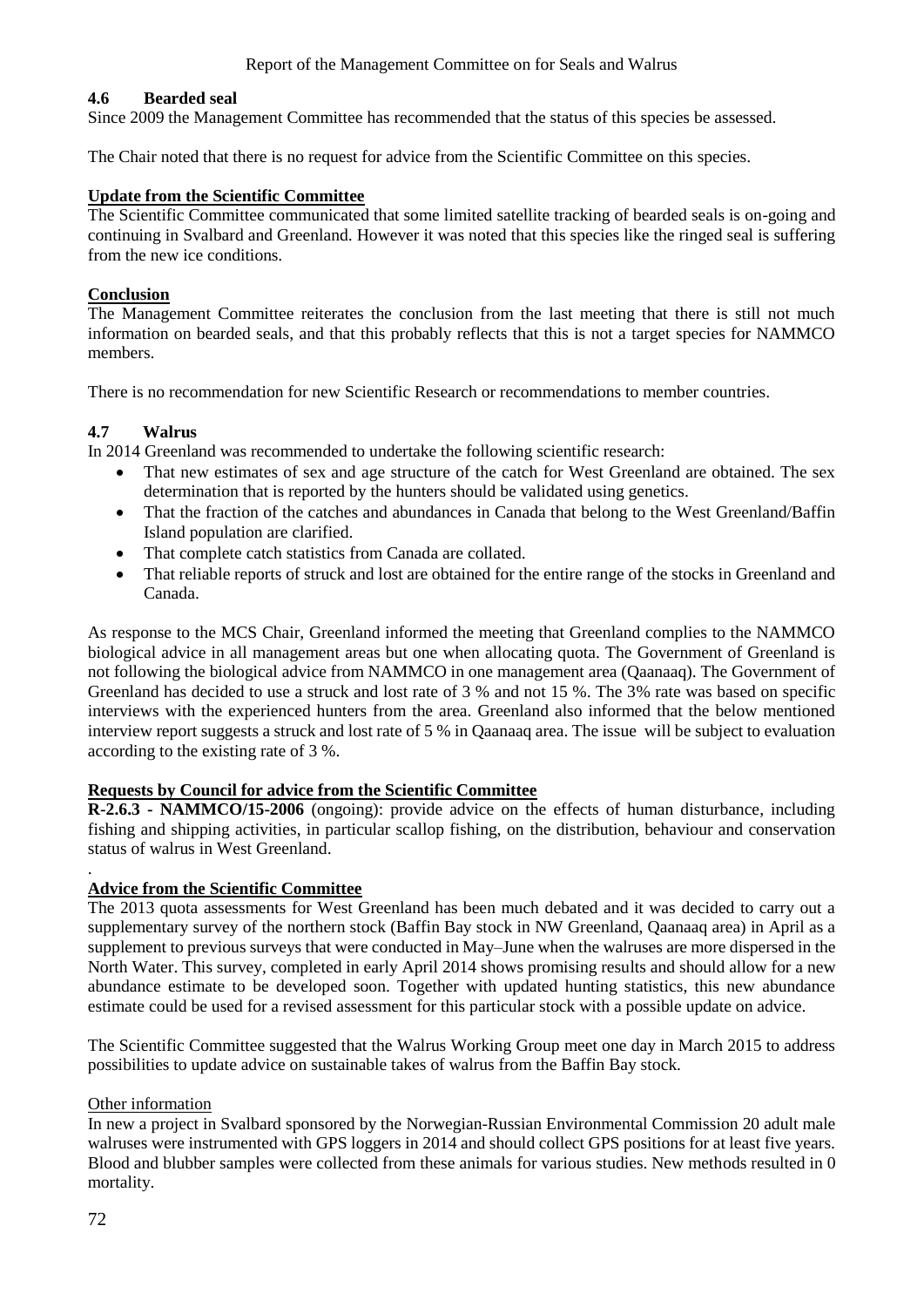## 4.6 Bearded seal

Since 2009 the Management Committee has recommended that the status of this species be assessed.

The Chair noted that there is no request for advice from the Scientific Committee on this species.

**Update from the Scientific Committee**

The Scientific Committee communicated that some limited satellite tracking of bearded seals is on-going and continuing in Svalbard and Greenland. However it was noted that this species like the ringed seal is suffering from the new ice conditions.

**Conclusion**

The Management Committee reiterates the conclusion from the last meeting that there is still not much information on bearded seals, and that this probably reflects that this is not a target species for NAMMCO members.

There is no recommendation for new Scientific Research or recommendations to member countries.

## 4.7 Walrus

In 2014 Greenland was recommended to undertake the following scientific research:

- That new estimates of sex and age structure of the catch for West Greenland are obtained. The sex determination that is reported by the hunters should be validated using genetics.
- That the fraction of the catches and abundances in Canada that belong to the West Greenland/Baffin Island population are clarified.
- That complete catch statistics from Canada are collated.
- That reliable reports of struck and lost are obtained for the entire range of the stocks in Greenland and Canada.

As response to the MCS Chair, Greenland informed the meeting that Greenland complies to the NAMMCO biological advice in all management areas but one when allocating quota. The Government of Greenland is not following the biological advice from NAMMCO in one management area (Qaanaaq). The Government of Greenland has decided to use a struck and lost rate of 3 % and not 15 %. The 3% rate was based on specific interviews with the experienced hunters from the area. Greenland also informed that the below mentioned interview report suggests a struck and lost rate of 5 % in Qaanaaq area. The issue will be subject to evaluation according to the existing rate of 3 %.

**Requests by Council for advice from the Scientific Committee**

**R-2.6.3 - NAMMCO/15-2006** (ongoing): provide advice on the effects of human disturbance, including fishing and shipping activities, in particular scallop fishing, on the distribution, behaviour and conservation status of walrus in West Greenland.

**Advice from the Scientific Committee**

The 2013 quota assessments for West Greenland has been much debated and it was decided to carry out a supplementary survey of the northern stock (Baffin Bay stock in NW Greenland, Qaanaaq area) in April as a supplement to previous surveys that were conducted in May–June when the walruses are more dispersed in the North Water. This survey, completed in early April 2014 shows promising results and should allow for a new abundance estimate to be developed soon. Together with updated hunting statistics, this new abundance estimate could be used for a revised assessment for this particular stock with a possible update on advice.

The Scientific Committee suggested that the Walrus Working Group meet one day in March 2015 to address possibilities to update advice on sustainable takes of walrus from the Baffin Bay stock.

Other information

In new a project in Svalbard sponsored by the Norwegian-Russian Environmental Commission 20 adult male walruses were instrumented with GPS loggers in 2014 and should collect GPS positions for at least five years. Blood and blubber samples were collected from these animals for various studies. New methods resulted in 0 mortality.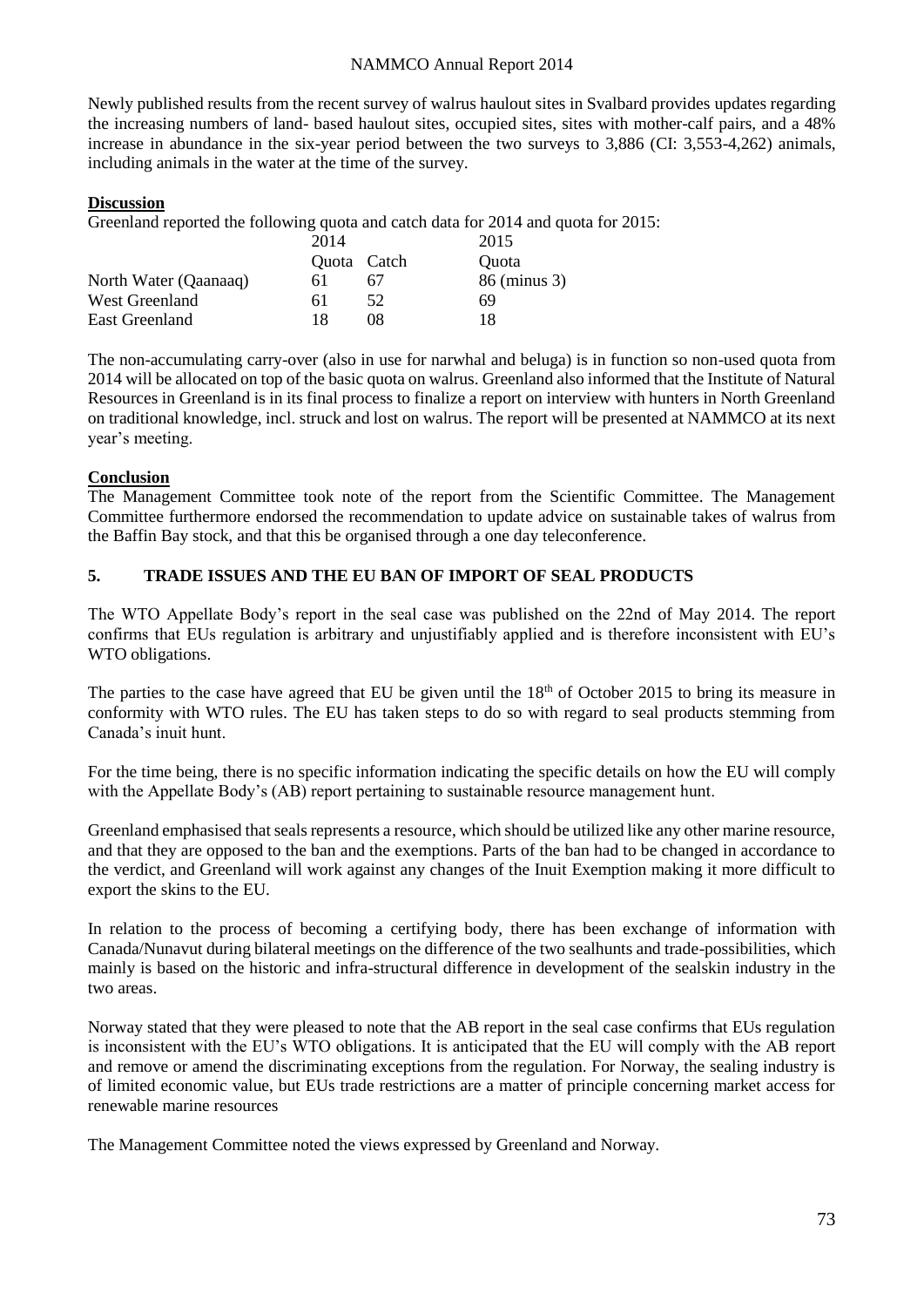Newly published results from the recent survey of walrus haulout sites in Svalbard provides updates regarding the increasing numbers of land- based haulout sites, occupied sites, sites with mother-calf pairs, and a 48% increase in abundance in the six-year period between the two surveys to 3,886 (CI: 3,553-4,262) animals, including animals in the water at the time of the survey.

**Discussion**

Greenland reported the following quota and catch data for 2014 and quota for 2015:

| | 2014 | | 2015 |
|---|---|---|---|
| | Quota | Catch | Quota |
| North Water (Qaanaaq) | 61 | 67 | 86 (minus 3) |
| West Greenland | 61 | 52 | 69 |
| East Greenland | 18 | 08 | 18 |

The non-accumulating carry-over (also in use for narwhal and beluga) is in function so non-used quota from 2014 will be allocated on top of the basic quota on walrus. Greenland also informed that the Institute of Natural Resources in Greenland is in its final process to finalize a report on interview with hunters in North Greenland on traditional knowledge, incl. struck and lost on walrus. The report will be presented at NAMMCO at its next year's meeting.

**Conclusion**

The Management Committee took note of the report from the Scientific Committee. The Management Committee furthermore endorsed the recommendation to update advice on sustainable takes of walrus from the Baffin Bay stock, and that this be organised through a one day teleconference.

## 5. TRADE ISSUES AND THE EU BAN OF IMPORT OF SEAL PRODUCTS

The WTO Appellate Body's report in the seal case was published on the 22nd of May 2014. The report confirms that EUs regulation is arbitrary and unjustifiably applied and is therefore inconsistent with EU's WTO obligations.

The parties to the case have agreed that EU be given until the 18th of October 2015 to bring its measure in conformity with WTO rules. The EU has taken steps to do so with regard to seal products stemming from Canada's inuit hunt.

For the time being, there is no specific information indicating the specific details on how the EU will comply with the Appellate Body's (AB) report pertaining to sustainable resource management hunt.

Greenland emphasised that seals represents a resource, which should be utilized like any other marine resource, and that they are opposed to the ban and the exemptions. Parts of the ban had to be changed in accordance to the verdict, and Greenland will work against any changes of the Inuit Exemption making it more difficult to export the skins to the EU.

In relation to the process of becoming a certifying body, there has been exchange of information with Canada/Nunavut during bilateral meetings on the difference of the two sealhunts and trade-possibilities, which mainly is based on the historic and infra-structural difference in development of the sealskin industry in the two areas.

Norway stated that they were pleased to note that the AB report in the seal case confirms that EUs regulation is inconsistent with the EU's WTO obligations. It is anticipated that the EU will comply with the AB report and remove or amend the discriminating exceptions from the regulation. For Norway, the sealing industry is of limited economic value, but EUs trade restrictions are a matter of principle concerning market access for renewable marine resources

The Management Committee noted the views expressed by Greenland and Norway.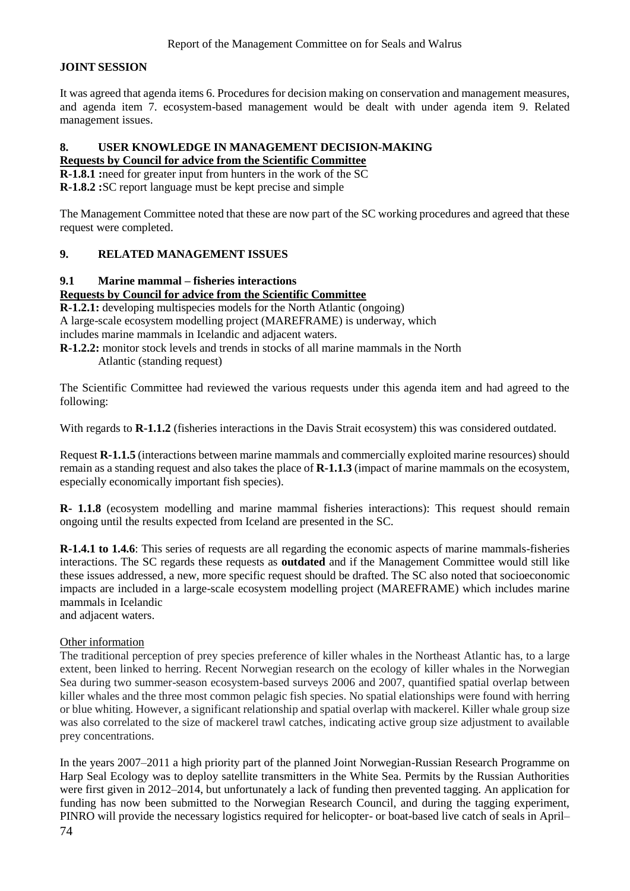## JOINT SESSION

It was agreed that agenda items 6. Procedures for decision making on conservation and management measures, and agenda item 7. ecosystem-based management would be dealt with under agenda item 9. Related management issues.

## 8. USER KNOWLEDGE IN MANAGEMENT DECISION-MAKING

**Requests by Council for advice from the Scientific Committee**

**R-1.8.1 :**need for greater input from hunters in the work of the SC
**R-1.8.2 :**SC report language must be kept precise and simple

The Management Committee noted that these are now part of the SC working procedures and agreed that these request were completed.

## 9. RELATED MANAGEMENT ISSUES

### 9.1 Marine mammal – fisheries interactions

**Requests by Council for advice from the Scientific Committee**

**R-1.2.1:** developing multispecies models for the North Atlantic (ongoing)
A large-scale ecosystem modelling project (MAREFRAME) is underway, which includes marine mammals in Icelandic and adjacent waters.
**R-1.2.2:** monitor stock levels and trends in stocks of all marine mammals in the North Atlantic (standing request)

The Scientific Committee had reviewed the various requests under this agenda item and had agreed to the following:

With regards to **R-1.1.2** (fisheries interactions in the Davis Strait ecosystem) this was considered outdated.

Request **R-1.1.5** (interactions between marine mammals and commercially exploited marine resources) should remain as a standing request and also takes the place of **R-1.1.3** (impact of marine mammals on the ecosystem, especially economically important fish species).

**R- 1.1.8** (ecosystem modelling and marine mammal fisheries interactions): This request should remain ongoing until the results expected from Iceland are presented in the SC.

**R-1.4.1 to 1.4.6**: This series of requests are all regarding the economic aspects of marine mammals-fisheries interactions. The SC regards these requests as **outdated** and if the Management Committee would still like these issues addressed, a new, more specific request should be drafted. The SC also noted that socioeconomic impacts are included in a large-scale ecosystem modelling project (MAREFRAME) which includes marine mammals in Icelandic and adjacent waters.

Other information

The traditional perception of prey species preference of killer whales in the Northeast Atlantic has, to a large extent, been linked to herring. Recent Norwegian research on the ecology of killer whales in the Norwegian Sea during two summer-season ecosystem-based surveys 2006 and 2007, quantified spatial overlap between killer whales and the three most common pelagic fish species. No spatial elationships were found with herring or blue whiting. However, a significant relationship and spatial overlap with mackerel. Killer whale group size was also correlated to the size of mackerel trawl catches, indicating active group size adjustment to available prey concentrations.

In the years 2007–2011 a high priority part of the planned Joint Norwegian-Russian Research Programme on Harp Seal Ecology was to deploy satellite transmitters in the White Sea. Permits by the Russian Authorities were first given in 2012–2014, but unfortunately a lack of funding then prevented tagging. An application for funding has now been submitted to the Norwegian Research Council, and during the tagging experiment, PINRO will provide the necessary logistics required for helicopter- or boat-based live catch of seals in April–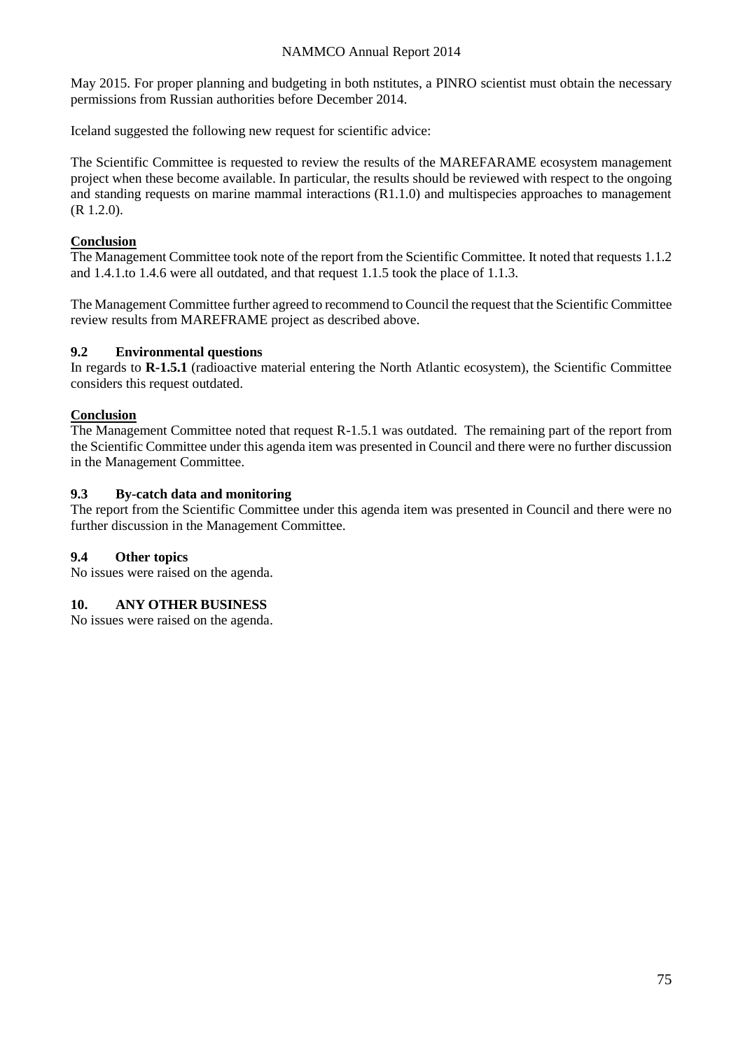May 2015. For proper planning and budgeting in both nstitutes, a PINRO scientist must obtain the necessary permissions from Russian authorities before December 2014.

Iceland suggested the following new request for scientific advice:

The Scientific Committee is requested to review the results of the MAREFARAME ecosystem management project when these become available. In particular, the results should be reviewed with respect to the ongoing and standing requests on marine mammal interactions (R1.1.0) and multispecies approaches to management (R 1.2.0).

**Conclusion**

The Management Committee took note of the report from the Scientific Committee. It noted that requests 1.1.2 and 1.4.1.to 1.4.6 were all outdated, and that request 1.1.5 took the place of 1.1.3.

The Management Committee further agreed to recommend to Council the request that the Scientific Committee review results from MAREFRAME project as described above.

### 9.2 Environmental questions

In regards to **R-1.5.1** (radioactive material entering the North Atlantic ecosystem), the Scientific Committee considers this request outdated.

**Conclusion**

The Management Committee noted that request R-1.5.1 was outdated. The remaining part of the report from the Scientific Committee under this agenda item was presented in Council and there were no further discussion in the Management Committee.

### 9.3 By-catch data and monitoring

The report from the Scientific Committee under this agenda item was presented in Council and there were no further discussion in the Management Committee.

### 9.4 Other topics

No issues were raised on the agenda.

## 10. ANY OTHER BUSINESS

No issues were raised on the agenda.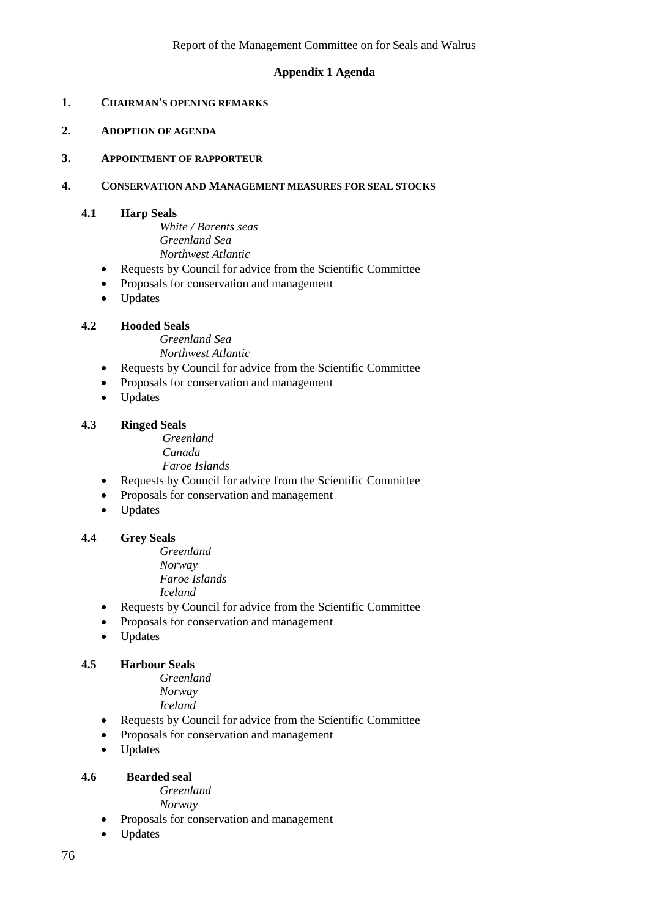## Appendix 1 Agenda

1. **CHAIRMAN'S OPENING REMARKS**

2. **ADOPTION OF AGENDA**

3. **APPOINTMENT OF RAPPORTEUR**

4. **CONSERVATION AND MANAGEMENT MEASURES FOR SEAL STOCKS**

**4.1 Harp Seals**

*White / Barents seas*
*Greenland Sea*
*Northwest Atlantic*

- Requests by Council for advice from the Scientific Committee
- Proposals for conservation and management
- Updates

**4.2 Hooded Seals**

*Greenland Sea*
*Northwest Atlantic*

- Requests by Council for advice from the Scientific Committee
- Proposals for conservation and management
- Updates

**4.3 Ringed Seals**

*Greenland*
*Canada*
*Faroe Islands*

- Requests by Council for advice from the Scientific Committee
- Proposals for conservation and management
- Updates

**4.4 Grey Seals**

*Greenland*
*Norway*
*Faroe Islands*
*Iceland*

- Requests by Council for advice from the Scientific Committee
- Proposals for conservation and management
- Updates

**4.5 Harbour Seals**

*Greenland*
*Norway*
*Iceland*

- Requests by Council for advice from the Scientific Committee
- Proposals for conservation and management
- Updates

**4.6 Bearded seal**

*Greenland*
*Norway*

- Proposals for conservation and management
- Updates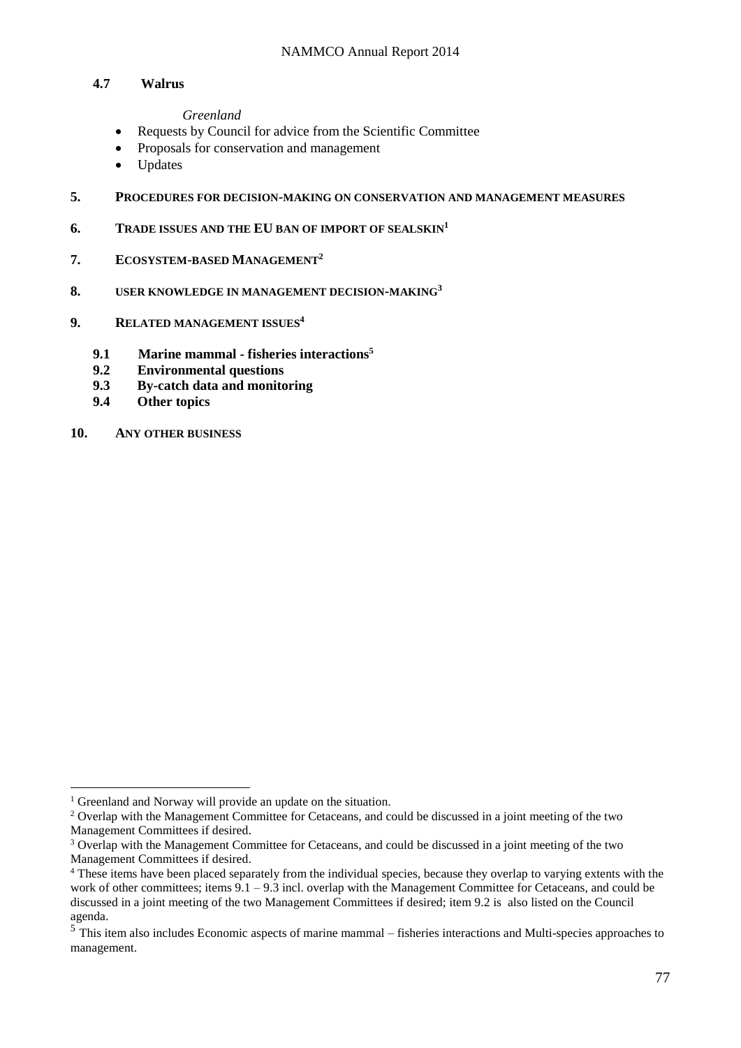**4.7 Walrus**

*Greenland*

- Requests by Council for advice from the Scientific Committee
- Proposals for conservation and management
- Updates

**5. PROCEDURES FOR DECISION-MAKING ON CONSERVATION AND MANAGEMENT MEASURES**

**6. TRADE ISSUES AND THE EU BAN OF IMPORT OF SEALSKIN[1]**

**7. ECOSYSTEM-BASED MANAGEMENT[2]**

**8. USER KNOWLEDGE IN MANAGEMENT DECISION-MAKING[3]**

**9. RELATED MANAGEMENT ISSUES[4]**

**9.1 Marine mammal - fisheries interactions[5]**
**9.2 Environmental questions**
**9.3 By-catch data and monitoring**
**9.4 Other topics**

**10. ANY OTHER BUSINESS**

---

[1] Greenland and Norway will provide an update on the situation.

[2] Overlap with the Management Committee for Cetaceans, and could be discussed in a joint meeting of the two Management Committees if desired.

[3] Overlap with the Management Committee for Cetaceans, and could be discussed in a joint meeting of the two Management Committees if desired.

[4] These items have been placed separately from the individual species, because they overlap to varying extents with the work of other committees; items 9.1 – 9.3 incl. overlap with the Management Committee for Cetaceans, and could be discussed in a joint meeting of the two Management Committees if desired; item 9.2 is also listed on the Council agenda.

[5] This item also includes Economic aspects of marine mammal – fisheries interactions and Multi-species approaches to management.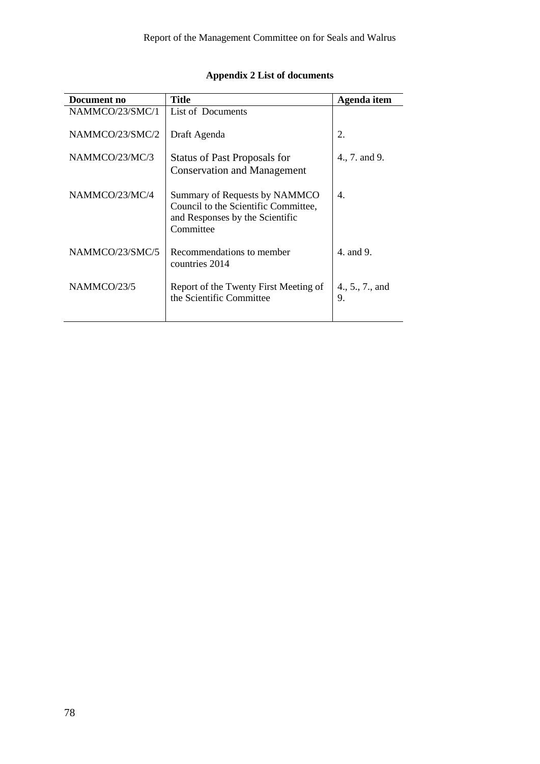## Appendix 2 List of documents

| Document no | Title | Agenda item |
|---|---|---|
| NAMMCO/23/SMC/1 | List of Documents | |
| NAMMCO/23/SMC/2 | Draft Agenda | 2. |
| NAMMCO/23/MC/3 | Status of Past Proposals for Conservation and Management | 4., 7. and 9. |
| NAMMCO/23/MC/4 | Summary of Requests by NAMMCO Council to the Scientific Committee, and Responses by the Scientific Committee | 4. |
| NAMMCO/23/SMC/5 | Recommendations to member countries 2014 | 4. and 9. |
| NAMMCO/23/5 | Report of the Twenty First Meeting of the Scientific Committee | 4., 5., 7., and 9. |